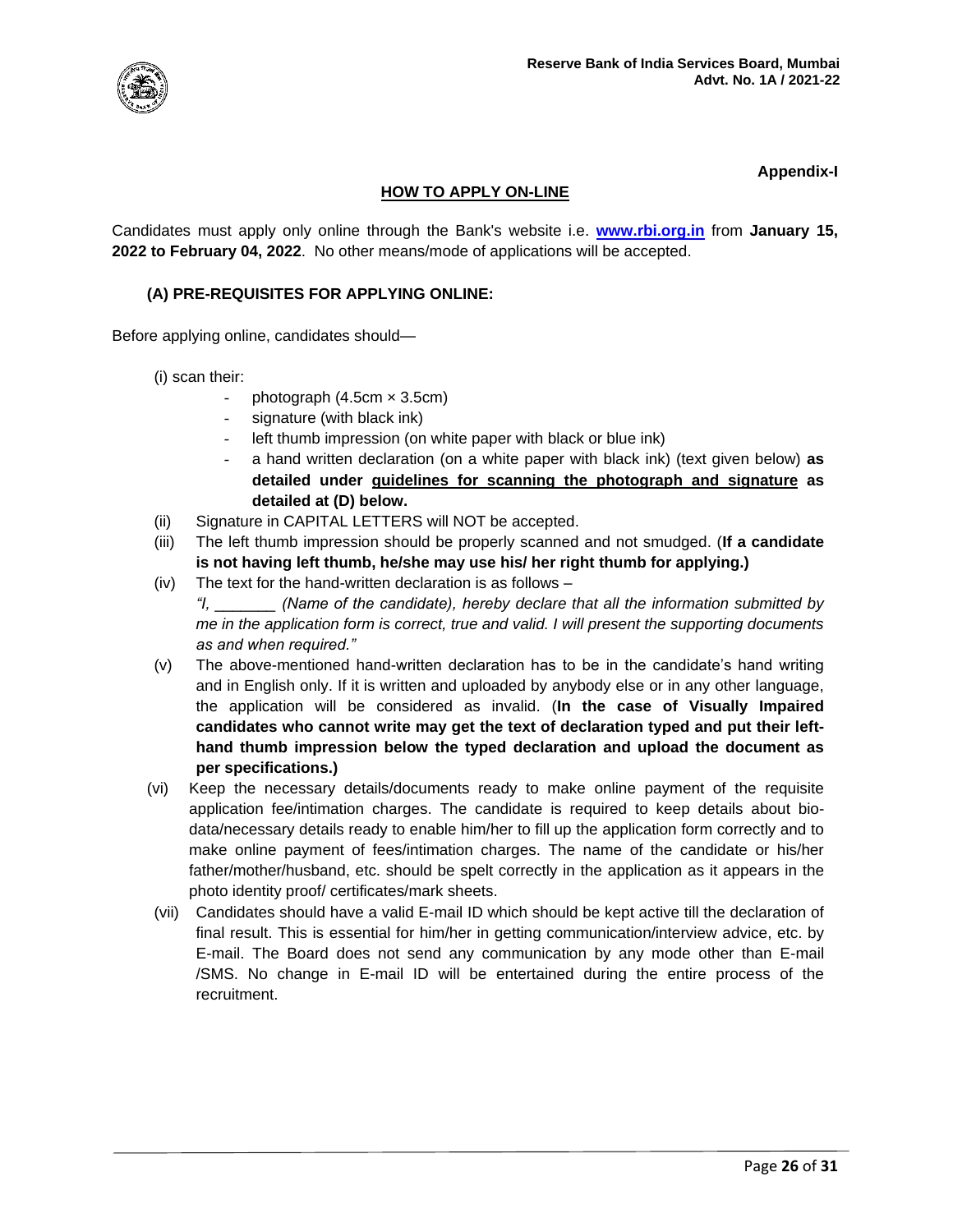**Appendix-I**

## HOW TO APPLY ON-LINE

Candidates must apply only online through the Bank's website i.e. **www.rbi.org.in** from **January 15, 2022 to February 04, 2022**. No other means/mode of applications will be accepted.

### (A) PRE-REQUISITES FOR APPLYING ONLINE:

Before applying online, candidates should—

(i) scan their:

- photograph (4.5cm × 3.5cm)
- signature (with black ink)
- left thumb impression (on white paper with black or blue ink)
- a hand written declaration (on a white paper with black ink) (text given below) **as detailed under guidelines for scanning the photograph and signature as detailed at (D) below.**

(ii) Signature in CAPITAL LETTERS will NOT be accepted.

(iii) The left thumb impression should be properly scanned and not smudged. (**If a candidate is not having left thumb, he/she may use his/ her right thumb for applying.)**

(iv) The text for the hand-written declaration is as follows –
*"I, _______ (Name of the candidate), hereby declare that all the information submitted by me in the application form is correct, true and valid. I will present the supporting documents as and when required."*

(v) The above-mentioned hand-written declaration has to be in the candidate's hand writing and in English only. If it is written and uploaded by anybody else or in any other language, the application will be considered as invalid. (**In the case of Visually Impaired candidates who cannot write may get the text of declaration typed and put their left-hand thumb impression below the typed declaration and upload the document as per specifications.)**

(vi) Keep the necessary details/documents ready to make online payment of the requisite application fee/intimation charges. The candidate is required to keep details about bio-data/necessary details ready to enable him/her to fill up the application form correctly and to make online payment of fees/intimation charges. The name of the candidate or his/her father/mother/husband, etc. should be spelt correctly in the application as it appears in the photo identity proof/ certificates/mark sheets.

(vii) Candidates should have a valid E-mail ID which should be kept active till the declaration of final result. This is essential for him/her in getting communication/interview advice, etc. by E-mail. The Board does not send any communication by any mode other than E-mail /SMS. No change in E-mail ID will be entertained during the entire process of the recruitment.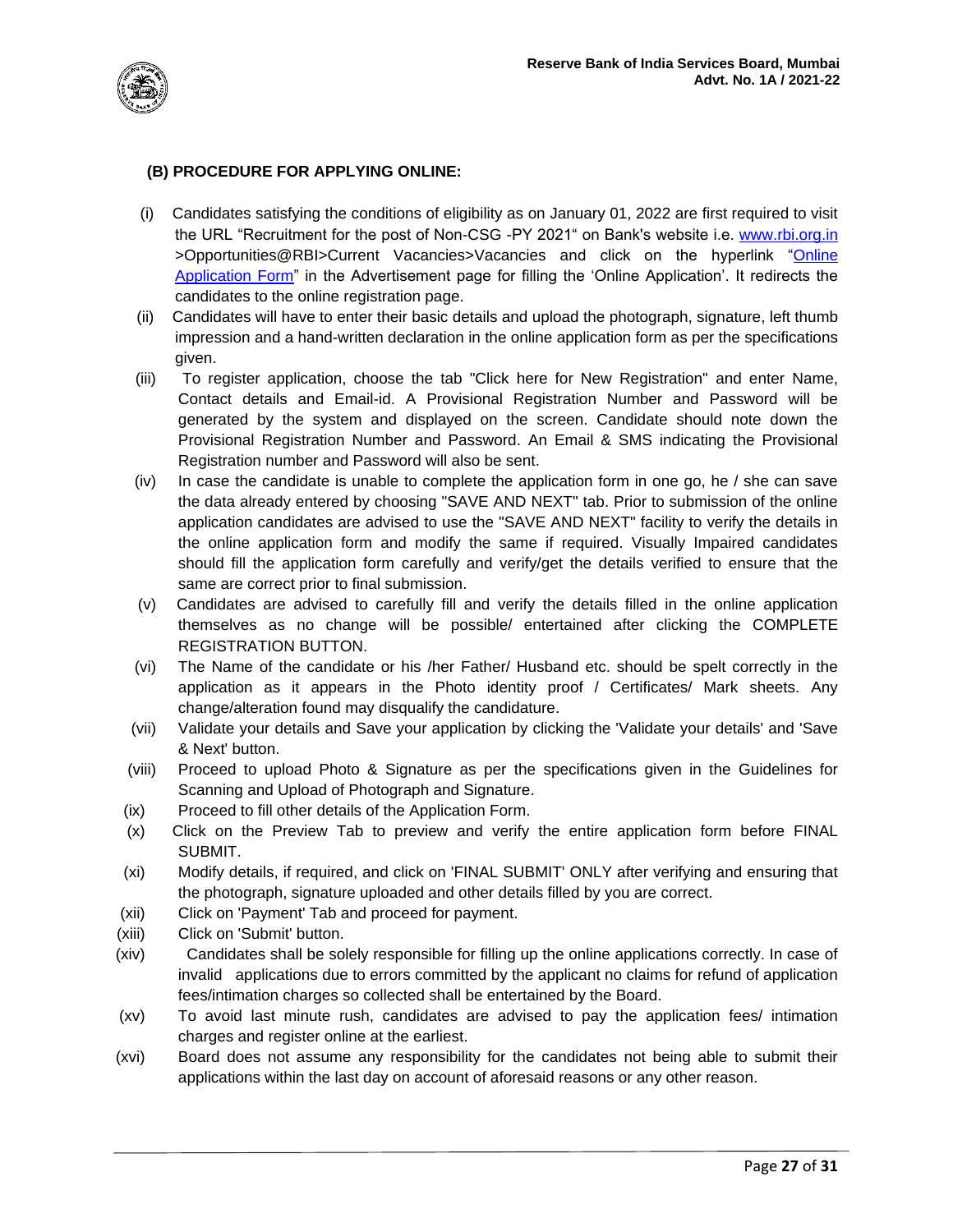### (B) PROCEDURE FOR APPLYING ONLINE:

(i) Candidates satisfying the conditions of eligibility as on January 01, 2022 are first required to visit the URL "Recruitment for the post of Non-CSG -PY 2021" on Bank's website i.e. [www.rbi.org.in](http://www.rbi.org.in) >Opportunities@RBI>Current Vacancies>Vacancies and click on the hyperlink "Online Application Form" in the Advertisement page for filling the 'Online Application'. It redirects the candidates to the online registration page.

(ii) Candidates will have to enter their basic details and upload the photograph, signature, left thumb impression and a hand-written declaration in the online application form as per the specifications given.

(iii) To register application, choose the tab "Click here for New Registration" and enter Name, Contact details and Email-id. A Provisional Registration Number and Password will be generated by the system and displayed on the screen. Candidate should note down the Provisional Registration Number and Password. An Email & SMS indicating the Provisional Registration number and Password will also be sent.

(iv) In case the candidate is unable to complete the application form in one go, he / she can save the data already entered by choosing "SAVE AND NEXT" tab. Prior to submission of the online application candidates are advised to use the "SAVE AND NEXT" facility to verify the details in the online application form and modify the same if required. Visually Impaired candidates should fill the application form carefully and verify/get the details verified to ensure that the same are correct prior to final submission.

(v) Candidates are advised to carefully fill and verify the details filled in the online application themselves as no change will be possible/ entertained after clicking the COMPLETE REGISTRATION BUTTON.

(vi) The Name of the candidate or his /her Father/ Husband etc. should be spelt correctly in the application as it appears in the Photo identity proof / Certificates/ Mark sheets. Any change/alteration found may disqualify the candidature.

(vii) Validate your details and Save your application by clicking the 'Validate your details' and 'Save & Next' button.

(viii) Proceed to upload Photo & Signature as per the specifications given in the Guidelines for Scanning and Upload of Photograph and Signature.

(ix) Proceed to fill other details of the Application Form.

(x) Click on the Preview Tab to preview and verify the entire application form before FINAL SUBMIT.

(xi) Modify details, if required, and click on 'FINAL SUBMIT' ONLY after verifying and ensuring that the photograph, signature uploaded and other details filled by you are correct.

(xii) Click on 'Payment' Tab and proceed for payment.

(xiii) Click on 'Submit' button.

(xiv) Candidates shall be solely responsible for filling up the online applications correctly. In case of invalid applications due to errors committed by the applicant no claims for refund of application fees/intimation charges so collected shall be entertained by the Board.

(xv) To avoid last minute rush, candidates are advised to pay the application fees/ intimation charges and register online at the earliest.

(xvi) Board does not assume any responsibility for the candidates not being able to submit their applications within the last day on account of aforesaid reasons or any other reason.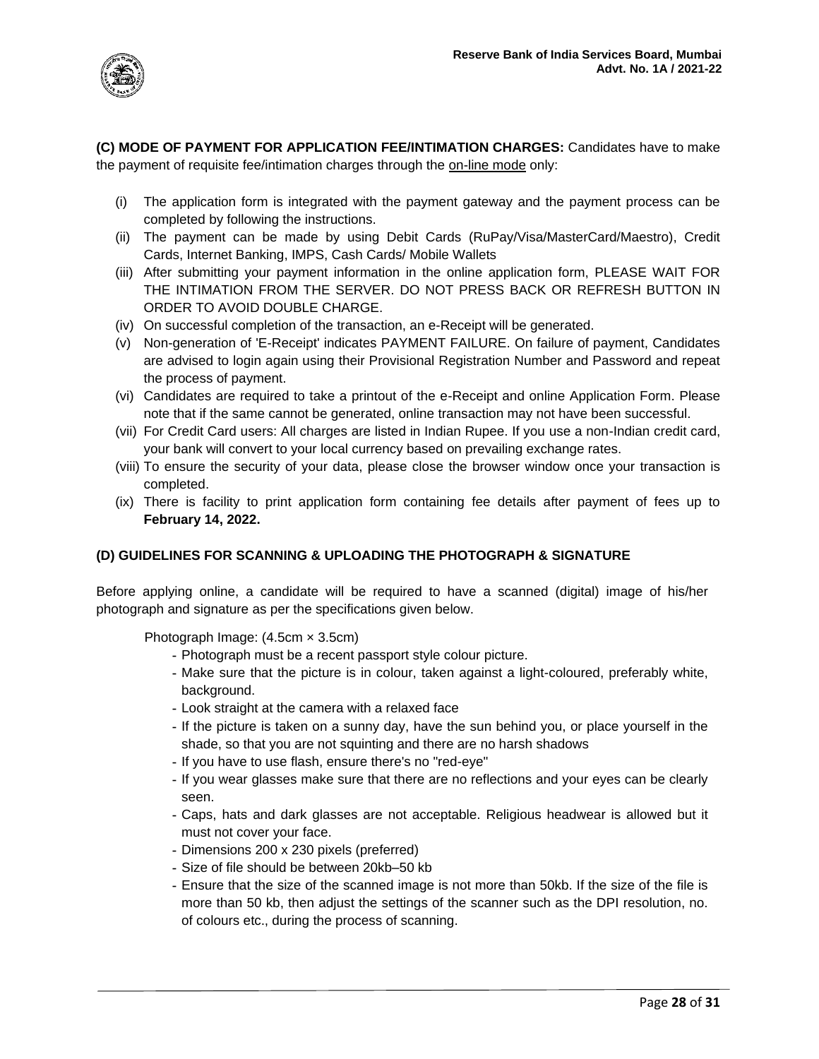**(C) MODE OF PAYMENT FOR APPLICATION FEE/INTIMATION CHARGES:** Candidates have to make the payment of requisite fee/intimation charges through the on-line mode only:

(i) The application form is integrated with the payment gateway and the payment process can be completed by following the instructions.

(ii) The payment can be made by using Debit Cards (RuPay/Visa/MasterCard/Maestro), Credit Cards, Internet Banking, IMPS, Cash Cards/ Mobile Wallets

(iii) After submitting your payment information in the online application form, PLEASE WAIT FOR THE INTIMATION FROM THE SERVER. DO NOT PRESS BACK OR REFRESH BUTTON IN ORDER TO AVOID DOUBLE CHARGE.

(iv) On successful completion of the transaction, an e-Receipt will be generated.

(v) Non-generation of 'E-Receipt' indicates PAYMENT FAILURE. On failure of payment, Candidates are advised to login again using their Provisional Registration Number and Password and repeat the process of payment.

(vi) Candidates are required to take a printout of the e-Receipt and online Application Form. Please note that if the same cannot be generated, online transaction may not have been successful.

(vii) For Credit Card users: All charges are listed in Indian Rupee. If you use a non-Indian credit card, your bank will convert to your local currency based on prevailing exchange rates.

(viii) To ensure the security of your data, please close the browser window once your transaction is completed.

(ix) There is facility to print application form containing fee details after payment of fees up to **February 14, 2022.**

**(D) GUIDELINES FOR SCANNING & UPLOADING THE PHOTOGRAPH & SIGNATURE**

Before applying online, a candidate will be required to have a scanned (digital) image of his/her photograph and signature as per the specifications given below.

Photograph Image: (4.5cm × 3.5cm)

- Photograph must be a recent passport style colour picture.
- Make sure that the picture is in colour, taken against a light-coloured, preferably white, background.
- Look straight at the camera with a relaxed face
- If the picture is taken on a sunny day, have the sun behind you, or place yourself in the shade, so that you are not squinting and there are no harsh shadows
- If you have to use flash, ensure there's no "red-eye"
- If you wear glasses make sure that there are no reflections and your eyes can be clearly seen.
- Caps, hats and dark glasses are not acceptable. Religious headwear is allowed but it must not cover your face.
- Dimensions 200 x 230 pixels (preferred)
- Size of file should be between 20kb–50 kb
- Ensure that the size of the scanned image is not more than 50kb. If the size of the file is more than 50 kb, then adjust the settings of the scanner such as the DPI resolution, no. of colours etc., during the process of scanning.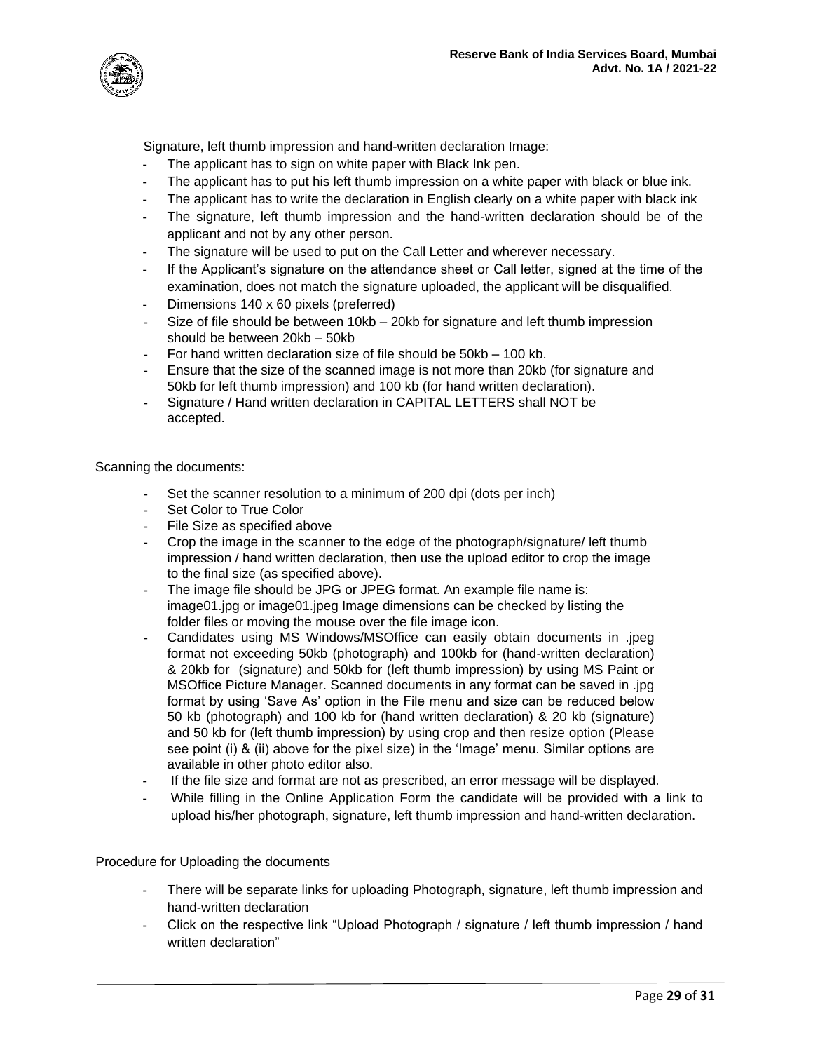Signature, left thumb impression and hand-written declaration Image:

- The applicant has to sign on white paper with Black Ink pen.
- The applicant has to put his left thumb impression on a white paper with black or blue ink.
- The applicant has to write the declaration in English clearly on a white paper with black ink
- The signature, left thumb impression and the hand-written declaration should be of the applicant and not by any other person.
- The signature will be used to put on the Call Letter and wherever necessary.
- If the Applicant's signature on the attendance sheet or Call letter, signed at the time of the examination, does not match the signature uploaded, the applicant will be disqualified.
- Dimensions 140 x 60 pixels (preferred)
- Size of file should be between 10kb – 20kb for signature and left thumb impression should be between 20kb – 50kb
- For hand written declaration size of file should be 50kb – 100 kb.
- Ensure that the size of the scanned image is not more than 20kb (for signature and 50kb for left thumb impression) and 100 kb (for hand written declaration).
- Signature / Hand written declaration in CAPITAL LETTERS shall NOT be accepted.

Scanning the documents:

- Set the scanner resolution to a minimum of 200 dpi (dots per inch)
- Set Color to True Color
- File Size as specified above
- Crop the image in the scanner to the edge of the photograph/signature/ left thumb impression / hand written declaration, then use the upload editor to crop the image to the final size (as specified above).
- The image file should be JPG or JPEG format. An example file name is: image01.jpg or image01.jpeg Image dimensions can be checked by listing the folder files or moving the mouse over the file image icon.
- Candidates using MS Windows/MSOffice can easily obtain documents in .jpeg format not exceeding 50kb (photograph) and 100kb for (hand-written declaration) & 20kb for (signature) and 50kb for (left thumb impression) by using MS Paint or MSOffice Picture Manager. Scanned documents in any format can be saved in .jpg format by using 'Save As' option in the File menu and size can be reduced below 50 kb (photograph) and 100 kb for (hand written declaration) & 20 kb (signature) and 50 kb for (left thumb impression) by using crop and then resize option (Please see point (i) & (ii) above for the pixel size) in the 'Image' menu. Similar options are available in other photo editor also.
- If the file size and format are not as prescribed, an error message will be displayed.
- While filling in the Online Application Form the candidate will be provided with a link to upload his/her photograph, signature, left thumb impression and hand-written declaration.

Procedure for Uploading the documents

- There will be separate links for uploading Photograph, signature, left thumb impression and hand-written declaration
- Click on the respective link "Upload Photograph / signature / left thumb impression / hand written declaration"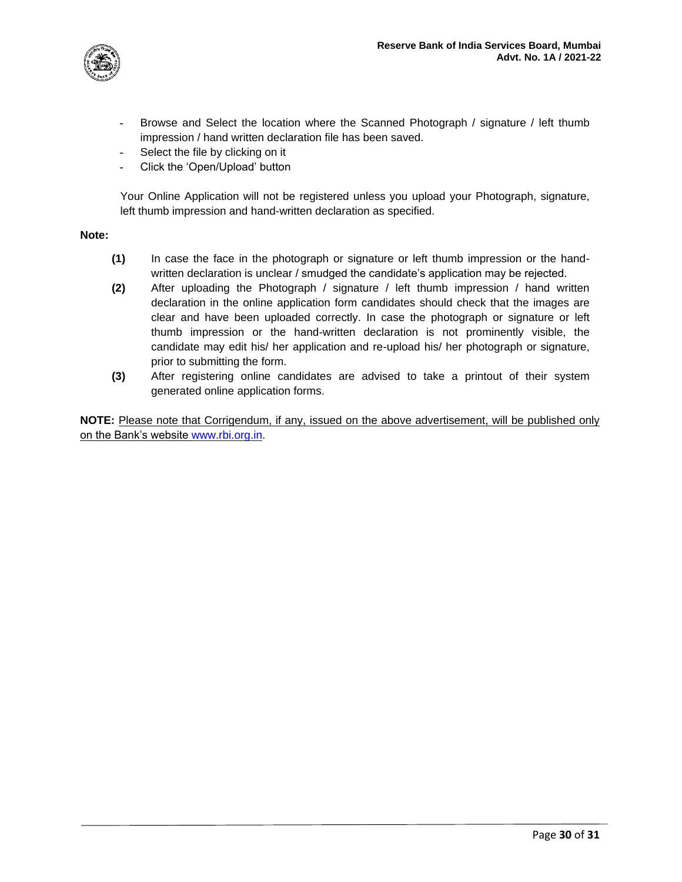- Browse and Select the location where the Scanned Photograph / signature / left thumb impression / hand written declaration file has been saved.
- Select the file by clicking on it
- Click the 'Open/Upload' button

Your Online Application will not be registered unless you upload your Photograph, signature, left thumb impression and hand-written declaration as specified.

**Note:**

**(1)** In case the face in the photograph or signature or left thumb impression or the hand-written declaration is unclear / smudged the candidate's application may be rejected.

**(2)** After uploading the Photograph / signature / left thumb impression / hand written declaration in the online application form candidates should check that the images are clear and have been uploaded correctly. In case the photograph or signature or left thumb impression or the hand-written declaration is not prominently visible, the candidate may edit his/ her application and re-upload his/ her photograph or signature, prior to submitting the form.

**(3)** After registering online candidates are advised to take a printout of their system generated online application forms.

**NOTE:** Please note that Corrigendum, if any, issued on the above advertisement, will be published only on the Bank's website www.rbi.org.in.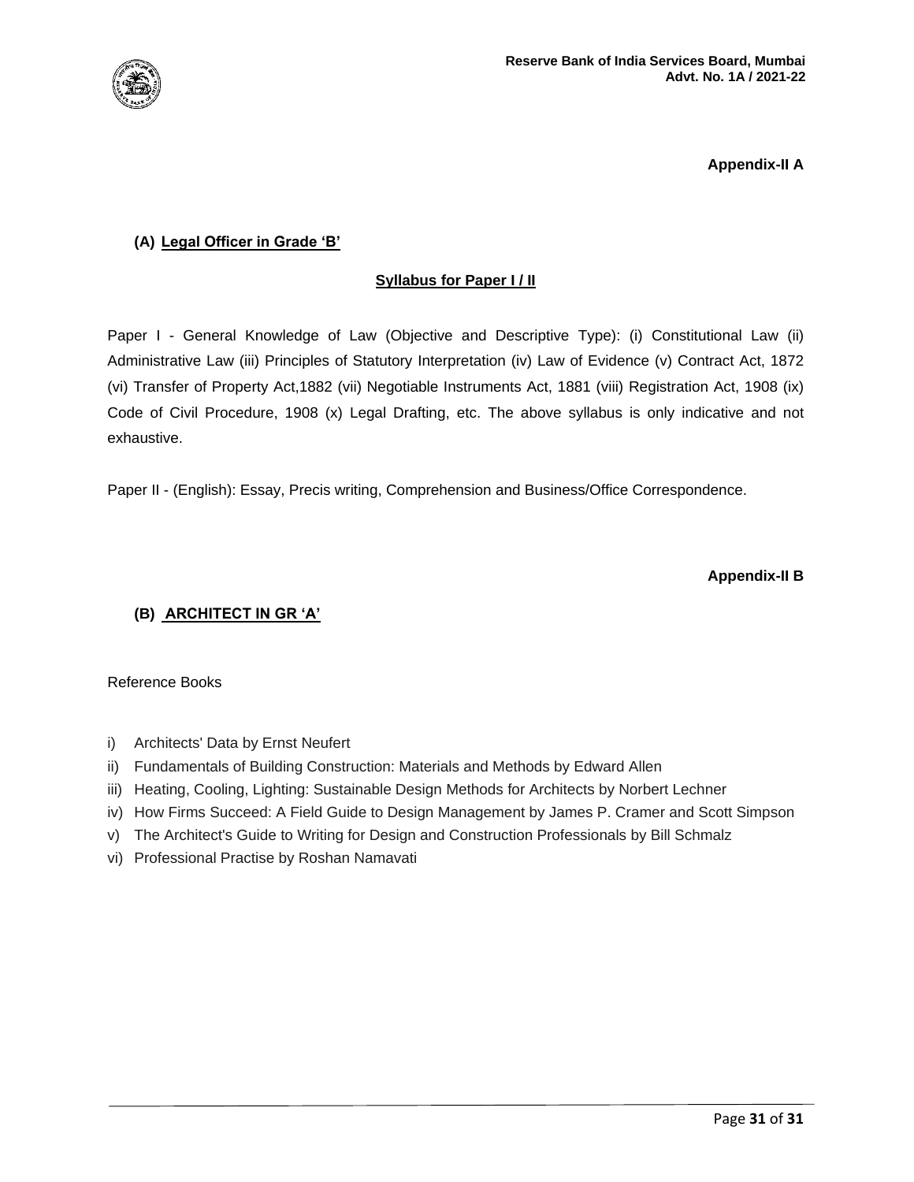**Appendix-II A**

## (A) Legal Officer in Grade 'B'

### Syllabus for Paper I / II

Paper I - General Knowledge of Law (Objective and Descriptive Type): (i) Constitutional Law (ii) Administrative Law (iii) Principles of Statutory Interpretation (iv) Law of Evidence (v) Contract Act, 1872 (vi) Transfer of Property Act,1882 (vii) Negotiable Instruments Act, 1881 (viii) Registration Act, 1908 (ix) Code of Civil Procedure, 1908 (x) Legal Drafting, etc. The above syllabus is only indicative and not exhaustive.

Paper II - (English): Essay, Precis writing, Comprehension and Business/Office Correspondence.

**Appendix-II B**

## (B) ARCHITECT IN GR 'A'

Reference Books

i) Architects' Data by Ernst Neufert
ii) Fundamentals of Building Construction: Materials and Methods by Edward Allen
iii) Heating, Cooling, Lighting: Sustainable Design Methods for Architects by Norbert Lechner
iv) How Firms Succeed: A Field Guide to Design Management by James P. Cramer and Scott Simpson
v) The Architect's Guide to Writing for Design and Construction Professionals by Bill Schmalz
vi) Professional Practise by Roshan Namavati